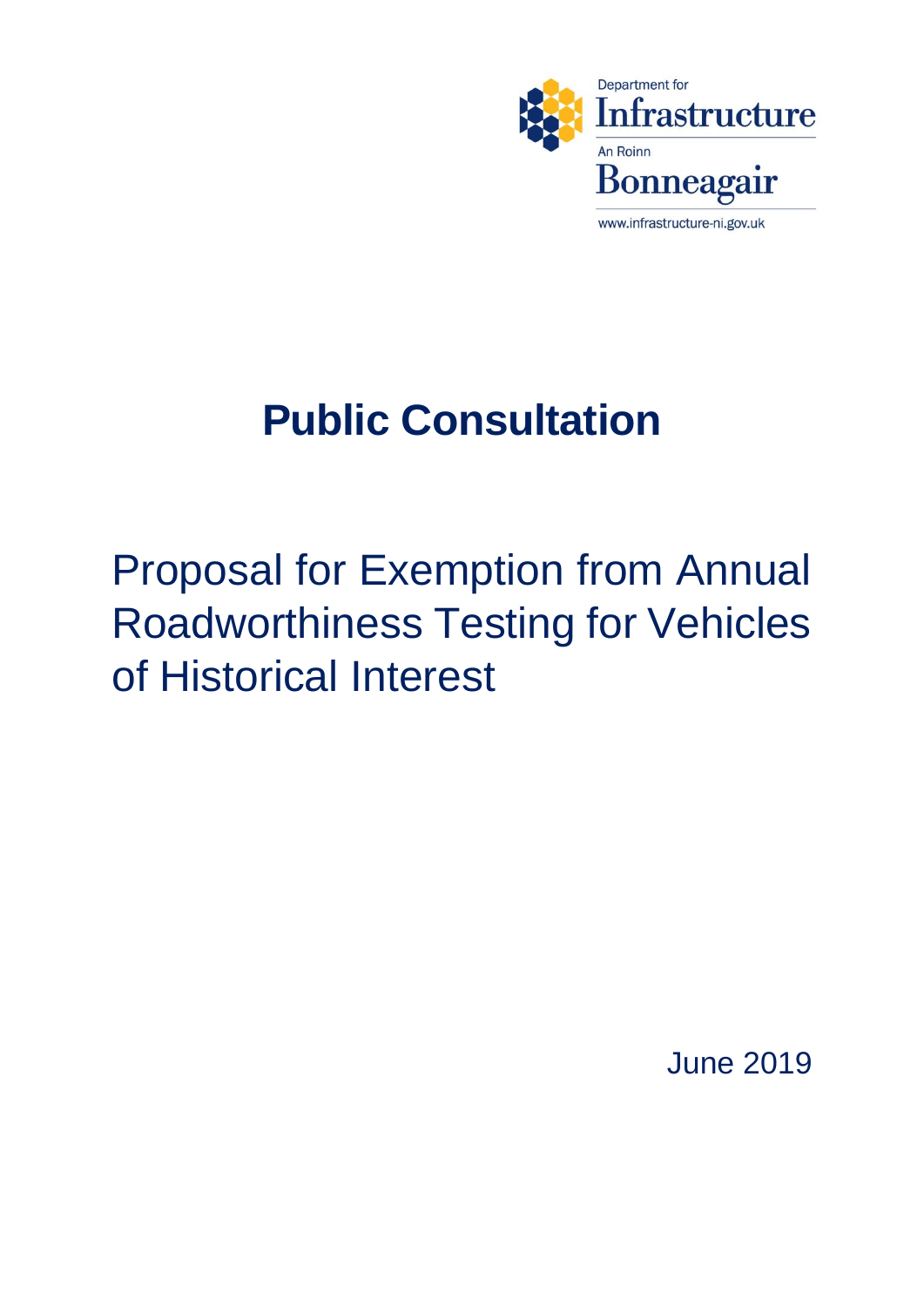Department for
Infrastructure
An Roinn
Bonneagair
www.infrastructure-ni.gov.uk

# Public Consultation

## Proposal for Exemption from Annual Roadworthiness Testing for Vehicles of Historical Interest

June 2019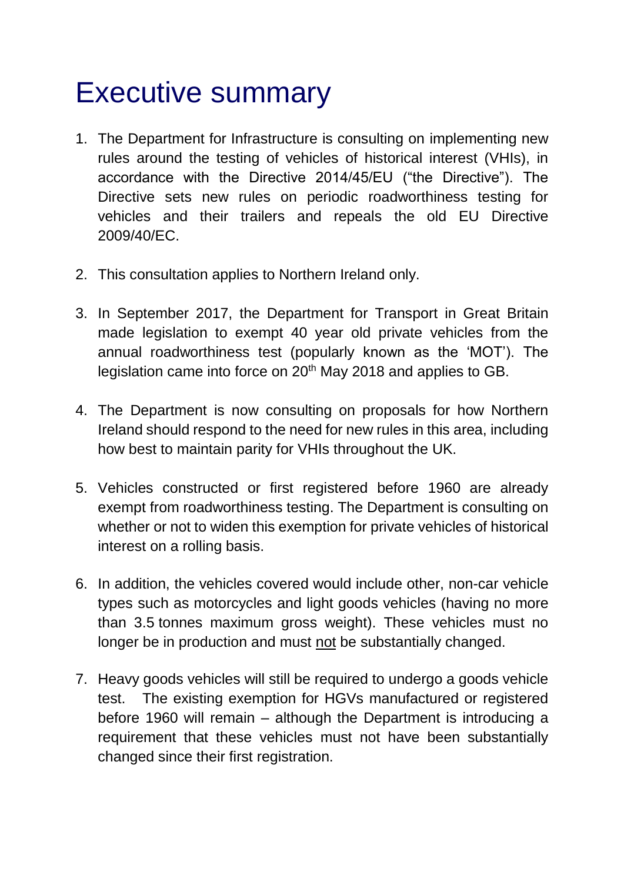# Executive summary

1. The Department for Infrastructure is consulting on implementing new rules around the testing of vehicles of historical interest (VHIs), in accordance with the Directive 2014/45/EU ("the Directive"). The Directive sets new rules on periodic roadworthiness testing for vehicles and their trailers and repeals the old EU Directive 2009/40/EC.

2. This consultation applies to Northern Ireland only.

3. In September 2017, the Department for Transport in Great Britain made legislation to exempt 40 year old private vehicles from the annual roadworthiness test (popularly known as the 'MOT'). The legislation came into force on 20th May 2018 and applies to GB.

4. The Department is now consulting on proposals for how Northern Ireland should respond to the need for new rules in this area, including how best to maintain parity for VHIs throughout the UK.

5. Vehicles constructed or first registered before 1960 are already exempt from roadworthiness testing. The Department is consulting on whether or not to widen this exemption for private vehicles of historical interest on a rolling basis.

6. In addition, the vehicles covered would include other, non-car vehicle types such as motorcycles and light goods vehicles (having no more than 3.5 tonnes maximum gross weight). These vehicles must no longer be in production and must not be substantially changed.

7. Heavy goods vehicles will still be required to undergo a goods vehicle test. The existing exemption for HGVs manufactured or registered before 1960 will remain – although the Department is introducing a requirement that these vehicles must not have been substantially changed since their first registration.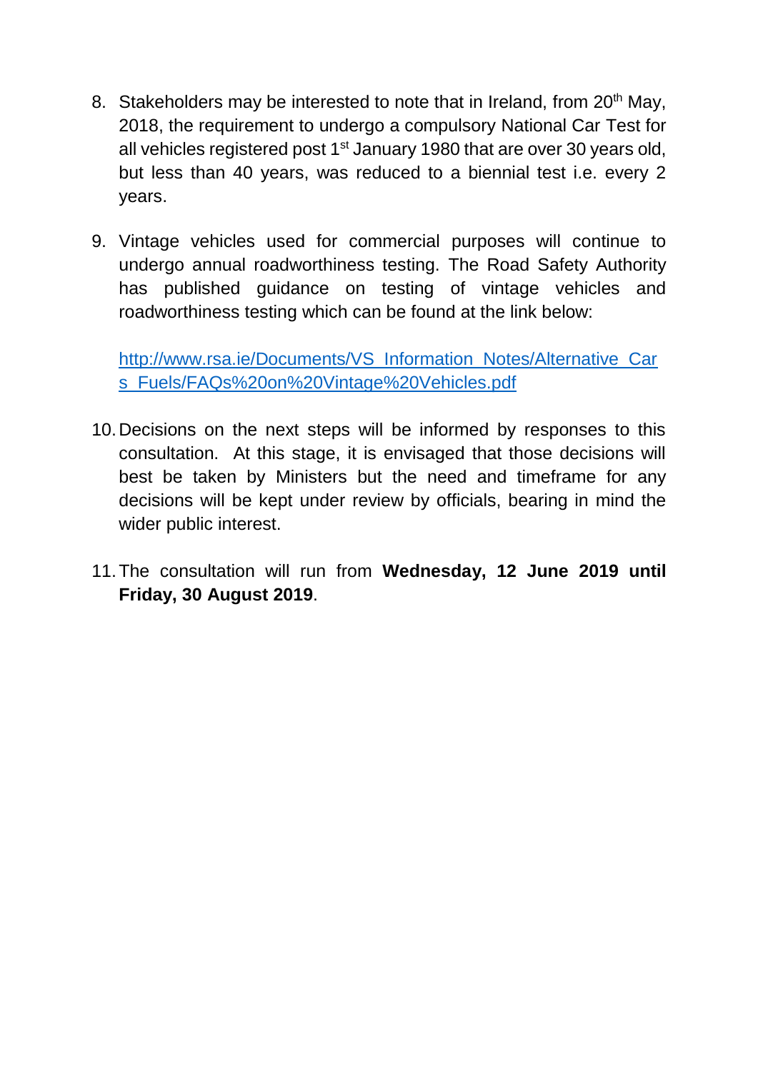8. Stakeholders may be interested to note that in Ireland, from 20th May, 2018, the requirement to undergo a compulsory National Car Test for all vehicles registered post 1st January 1980 that are over 30 years old, but less than 40 years, was reduced to a biennial test i.e. every 2 years.

9. Vintage vehicles used for commercial purposes will continue to undergo annual roadworthiness testing. The Road Safety Authority has published guidance on testing of vintage vehicles and roadworthiness testing which can be found at the link below:

   [http://www.rsa.ie/Documents/VS_Information_Notes/Alternative_Cars_Fuels/FAQs%20on%20Vintage%20Vehicles.pdf](http://www.rsa.ie/Documents/VS_Information_Notes/Alternative_Cars_Fuels/FAQs%20on%20Vintage%20Vehicles.pdf)

10. Decisions on the next steps will be informed by responses to this consultation. At this stage, it is envisaged that those decisions will best be taken by Ministers but the need and timeframe for any decisions will be kept under review by officials, bearing in mind the wider public interest.

11. The consultation will run from **Wednesday, 12 June 2019 until Friday, 30 August 2019**.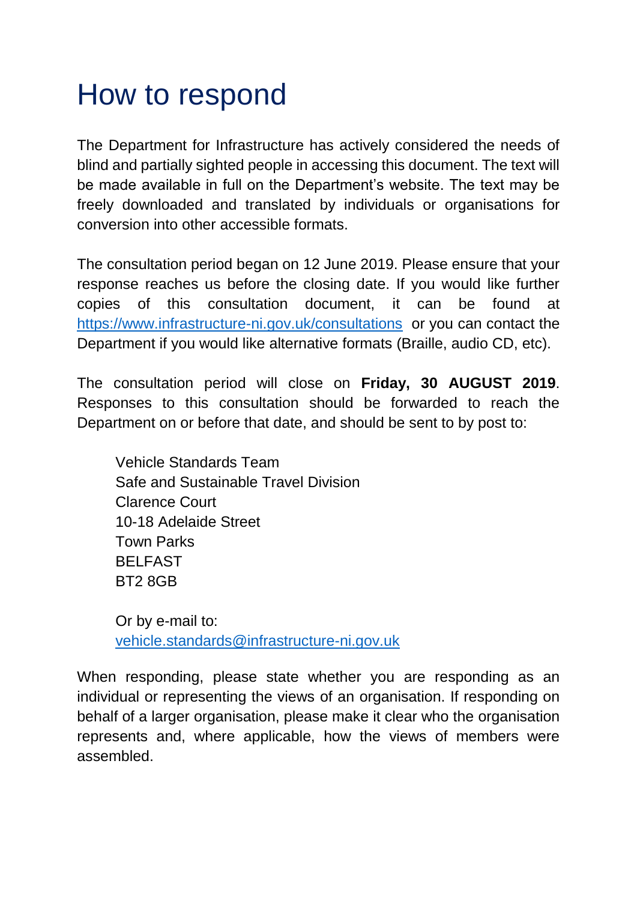# How to respond

The Department for Infrastructure has actively considered the needs of blind and partially sighted people in accessing this document. The text will be made available in full on the Department's website. The text may be freely downloaded and translated by individuals or organisations for conversion into other accessible formats.

The consultation period began on 12 June 2019. Please ensure that your response reaches us before the closing date. If you would like further copies of this consultation document, it can be found at https://www.infrastructure-ni.gov.uk/consultations or you can contact the Department if you would like alternative formats (Braille, audio CD, etc).

The consultation period will close on **Friday, 30 AUGUST 2019**. Responses to this consultation should be forwarded to reach the Department on or before that date, and should be sent to by post to:

> Vehicle Standards Team
> Safe and Sustainable Travel Division
> Clarence Court
> 10-18 Adelaide Street
> Town Parks
> BELFAST
> BT2 8GB
>
> Or by e-mail to:
> vehicle.standards@infrastructure-ni.gov.uk

When responding, please state whether you are responding as an individual or representing the views of an organisation. If responding on behalf of a larger organisation, please make it clear who the organisation represents and, where applicable, how the views of members were assembled.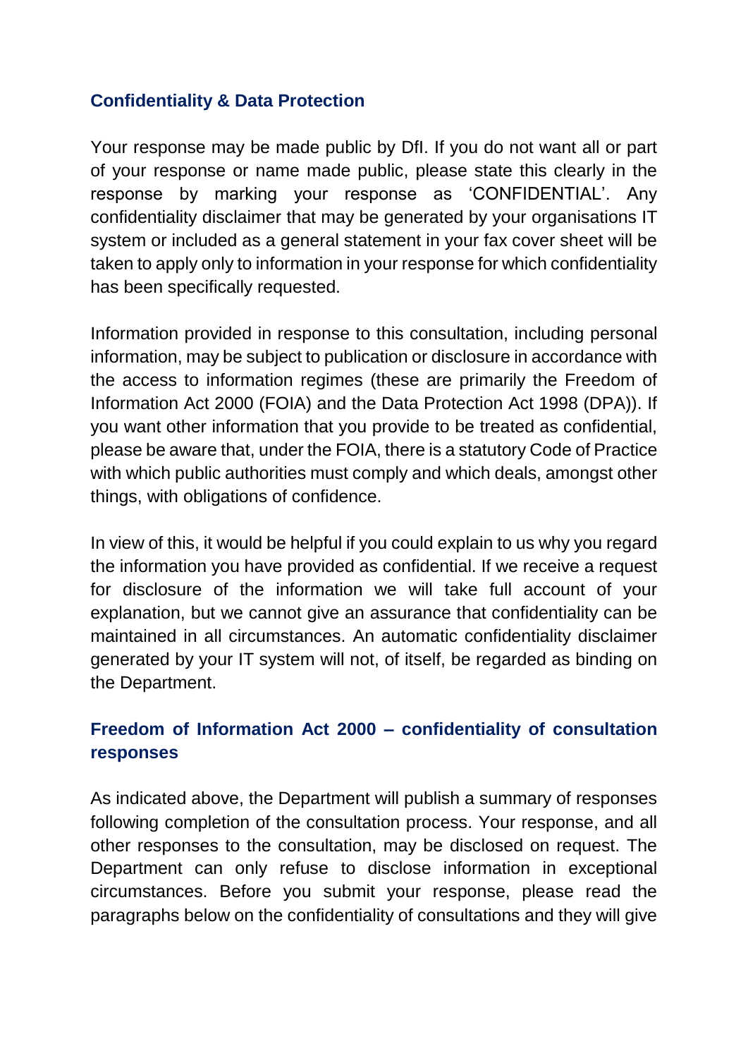## Confidentiality & Data Protection

Your response may be made public by DfI. If you do not want all or part of your response or name made public, please state this clearly in the response by marking your response as 'CONFIDENTIAL'. Any confidentiality disclaimer that may be generated by your organisations IT system or included as a general statement in your fax cover sheet will be taken to apply only to information in your response for which confidentiality has been specifically requested.

Information provided in response to this consultation, including personal information, may be subject to publication or disclosure in accordance with the access to information regimes (these are primarily the Freedom of Information Act 2000 (FOIA) and the Data Protection Act 1998 (DPA)). If you want other information that you provide to be treated as confidential, please be aware that, under the FOIA, there is a statutory Code of Practice with which public authorities must comply and which deals, amongst other things, with obligations of confidence.

In view of this, it would be helpful if you could explain to us why you regard the information you have provided as confidential. If we receive a request for disclosure of the information we will take full account of your explanation, but we cannot give an assurance that confidentiality can be maintained in all circumstances. An automatic confidentiality disclaimer generated by your IT system will not, of itself, be regarded as binding on the Department.

## Freedom of Information Act 2000 – confidentiality of consultation responses

As indicated above, the Department will publish a summary of responses following completion of the consultation process. Your response, and all other responses to the consultation, may be disclosed on request. The Department can only refuse to disclose information in exceptional circumstances. Before you submit your response, please read the paragraphs below on the confidentiality of consultations and they will give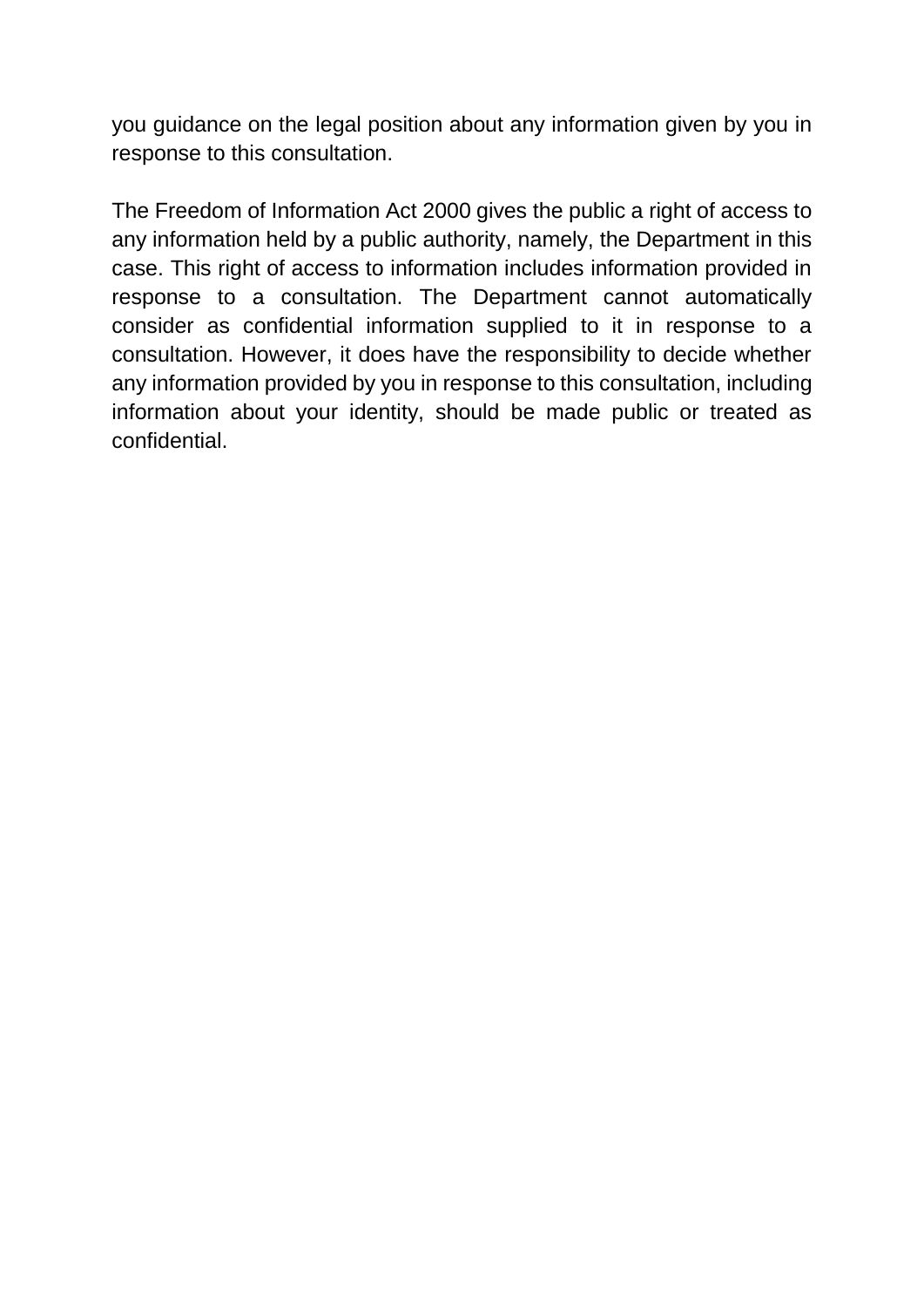you guidance on the legal position about any information given by you in response to this consultation.

The Freedom of Information Act 2000 gives the public a right of access to any information held by a public authority, namely, the Department in this case. This right of access to information includes information provided in response to a consultation. The Department cannot automatically consider as confidential information supplied to it in response to a consultation. However, it does have the responsibility to decide whether any information provided by you in response to this consultation, including information about your identity, should be made public or treated as confidential.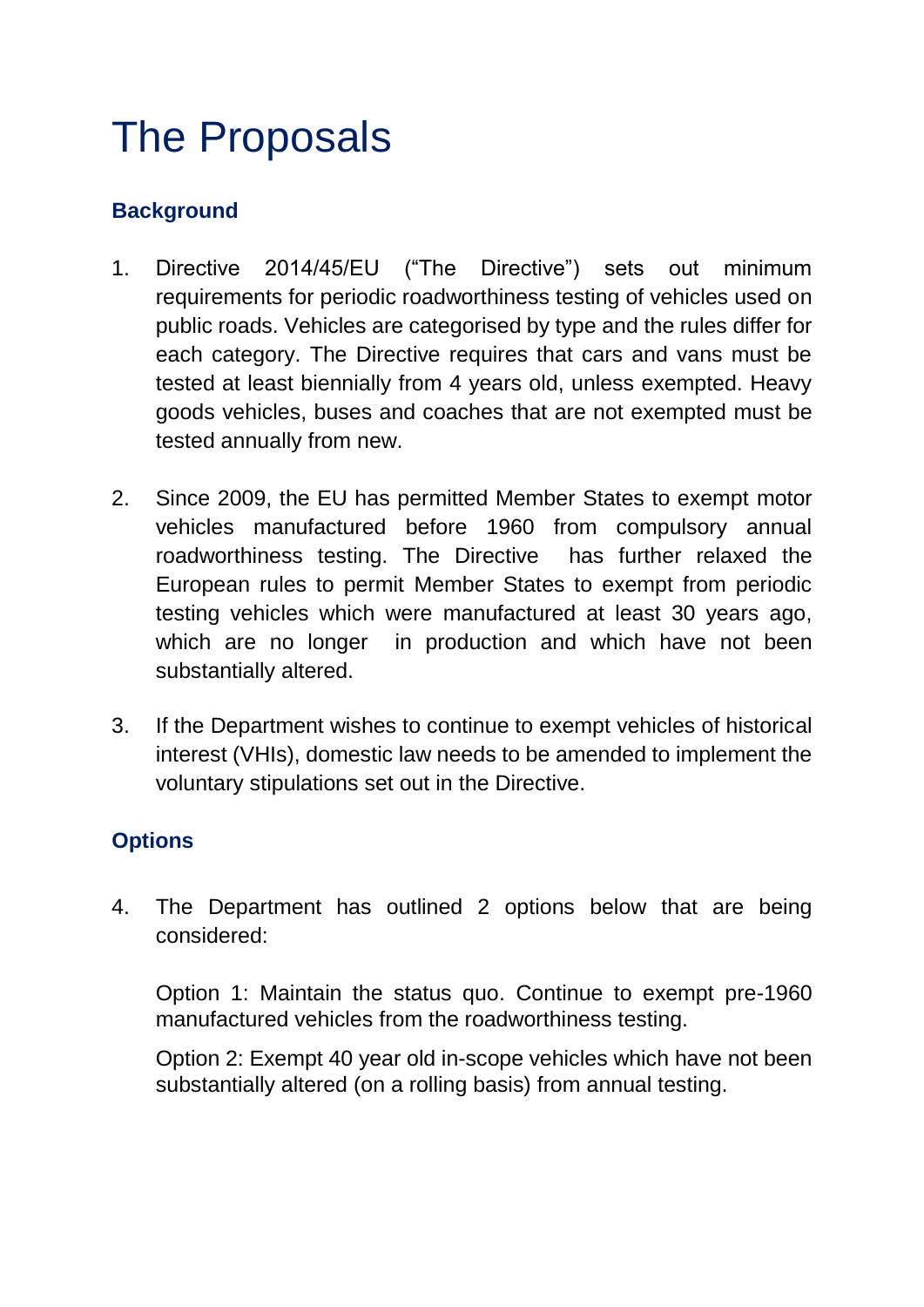# The Proposals

## Background

1. Directive 2014/45/EU ("The Directive") sets out minimum requirements for periodic roadworthiness testing of vehicles used on public roads. Vehicles are categorised by type and the rules differ for each category. The Directive requires that cars and vans must be tested at least biennially from 4 years old, unless exempted. Heavy goods vehicles, buses and coaches that are not exempted must be tested annually from new.

2. Since 2009, the EU has permitted Member States to exempt motor vehicles manufactured before 1960 from compulsory annual roadworthiness testing. The Directive has further relaxed the European rules to permit Member States to exempt from periodic testing vehicles which were manufactured at least 30 years ago, which are no longer in production and which have not been substantially altered.

3. If the Department wishes to continue to exempt vehicles of historical interest (VHIs), domestic law needs to be amended to implement the voluntary stipulations set out in the Directive.

## Options

4. The Department has outlined 2 options below that are being considered:

   Option 1: Maintain the status quo. Continue to exempt pre-1960 manufactured vehicles from the roadworthiness testing.

   Option 2: Exempt 40 year old in-scope vehicles which have not been substantially altered (on a rolling basis) from annual testing.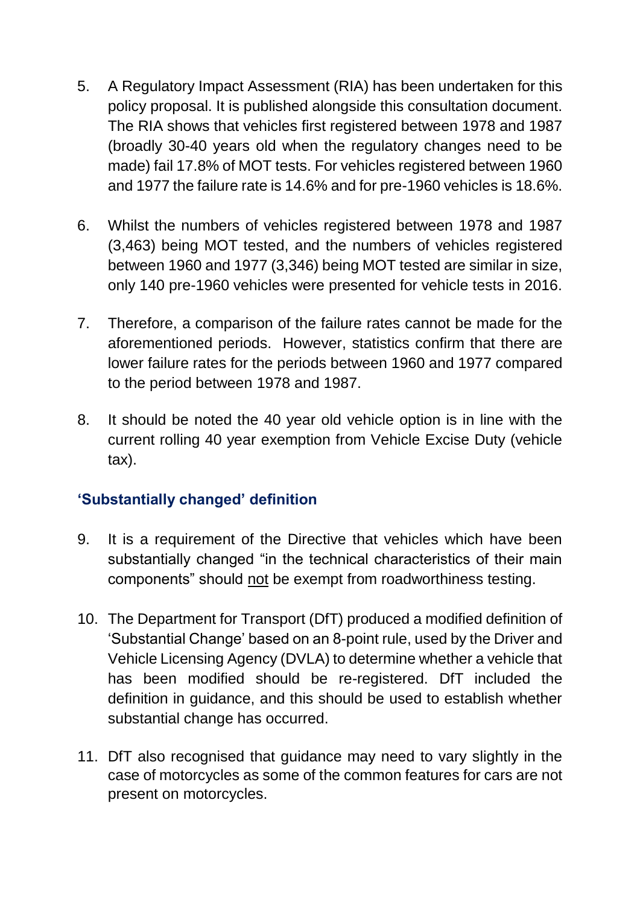5. A Regulatory Impact Assessment (RIA) has been undertaken for this policy proposal. It is published alongside this consultation document. The RIA shows that vehicles first registered between 1978 and 1987 (broadly 30-40 years old when the regulatory changes need to be made) fail 17.8% of MOT tests. For vehicles registered between 1960 and 1977 the failure rate is 14.6% and for pre-1960 vehicles is 18.6%.

6. Whilst the numbers of vehicles registered between 1978 and 1987 (3,463) being MOT tested, and the numbers of vehicles registered between 1960 and 1977 (3,346) being MOT tested are similar in size, only 140 pre-1960 vehicles were presented for vehicle tests in 2016.

7. Therefore, a comparison of the failure rates cannot be made for the aforementioned periods. However, statistics confirm that there are lower failure rates for the periods between 1960 and 1977 compared to the period between 1978 and 1987.

8. It should be noted the 40 year old vehicle option is in line with the current rolling 40 year exemption from Vehicle Excise Duty (vehicle tax).

### 'Substantially changed' definition

9. It is a requirement of the Directive that vehicles which have been substantially changed "in the technical characteristics of their main components" should not be exempt from roadworthiness testing.

10. The Department for Transport (DfT) produced a modified definition of 'Substantial Change' based on an 8-point rule, used by the Driver and Vehicle Licensing Agency (DVLA) to determine whether a vehicle that has been modified should be re-registered. DfT included the definition in guidance, and this should be used to establish whether substantial change has occurred.

11. DfT also recognised that guidance may need to vary slightly in the case of motorcycles as some of the common features for cars are not present on motorcycles.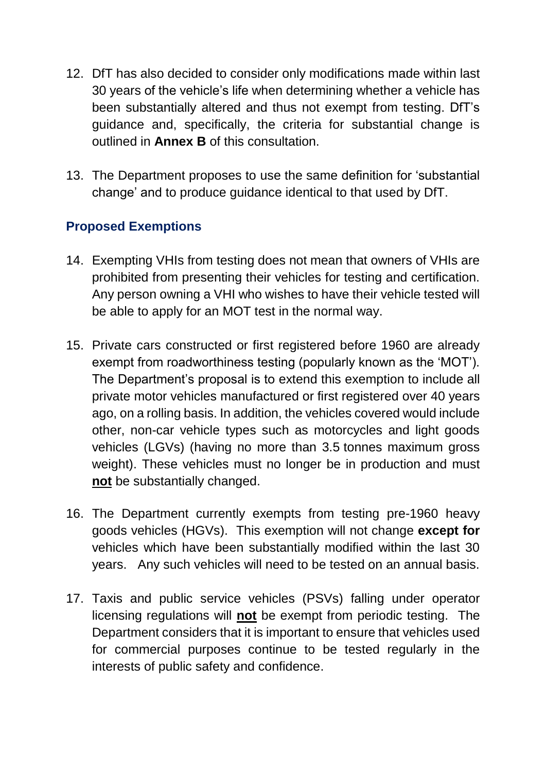12. DfT has also decided to consider only modifications made within last 30 years of the vehicle's life when determining whether a vehicle has been substantially altered and thus not exempt from testing. DfT's guidance and, specifically, the criteria for substantial change is outlined in **Annex B** of this consultation.

13. The Department proposes to use the same definition for 'substantial change' and to produce guidance identical to that used by DfT.

### Proposed Exemptions

14. Exempting VHIs from testing does not mean that owners of VHIs are prohibited from presenting their vehicles for testing and certification. Any person owning a VHI who wishes to have their vehicle tested will be able to apply for an MOT test in the normal way.

15. Private cars constructed or first registered before 1960 are already exempt from roadworthiness testing (popularly known as the 'MOT'). The Department's proposal is to extend this exemption to include all private motor vehicles manufactured or first registered over 40 years ago, on a rolling basis. In addition, the vehicles covered would include other, non-car vehicle types such as motorcycles and light goods vehicles (LGVs) (having no more than 3.5 tonnes maximum gross weight). These vehicles must no longer be in production and must **not** be substantially changed.

16. The Department currently exempts from testing pre-1960 heavy goods vehicles (HGVs). This exemption will not change **except for** vehicles which have been substantially modified within the last 30 years. Any such vehicles will need to be tested on an annual basis.

17. Taxis and public service vehicles (PSVs) falling under operator licensing regulations will **not** be exempt from periodic testing. The Department considers that it is important to ensure that vehicles used for commercial purposes continue to be tested regularly in the interests of public safety and confidence.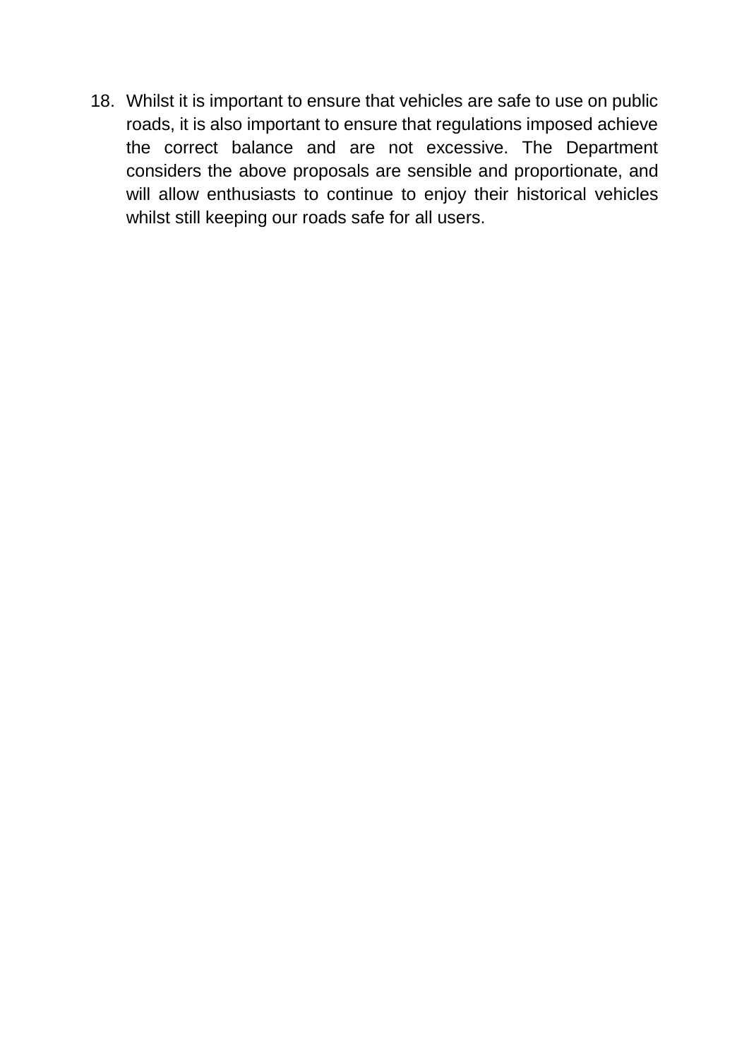18. Whilst it is important to ensure that vehicles are safe to use on public roads, it is also important to ensure that regulations imposed achieve the correct balance and are not excessive. The Department considers the above proposals are sensible and proportionate, and will allow enthusiasts to continue to enjoy their historical vehicles whilst still keeping our roads safe for all users.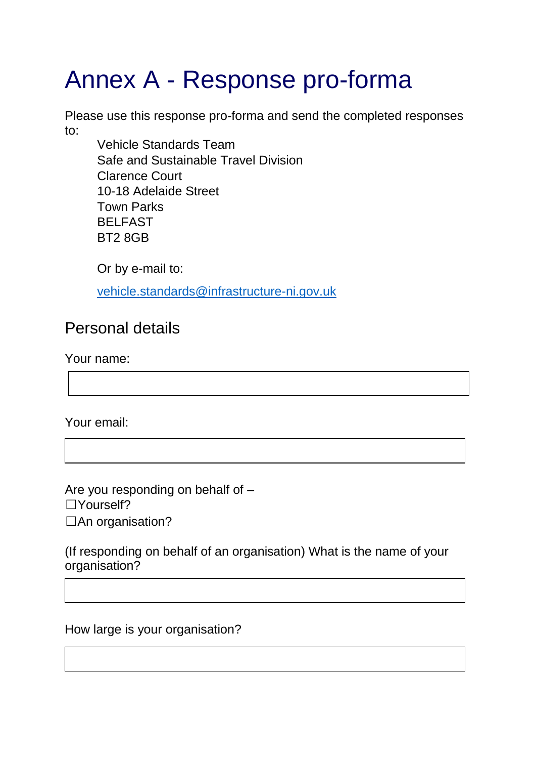# Annex A - Response pro-forma

Please use this response pro-forma and send the completed responses to:

Vehicle Standards Team
Safe and Sustainable Travel Division
Clarence Court
10-18 Adelaide Street
Town Parks
BELFAST
BT2 8GB

Or by e-mail to:

vehicle.standards@infrastructure-ni.gov.uk

## Personal details

Your name:

|   |
|---|
|   |

Your email:

|   |
|---|
|   |

Are you responding on behalf of –
☐Yourself?
☐An organisation?

(If responding on behalf of an organisation) What is the name of your organisation?

|   |
|---|
|   |

How large is your organisation?

|   |
|---|
|   |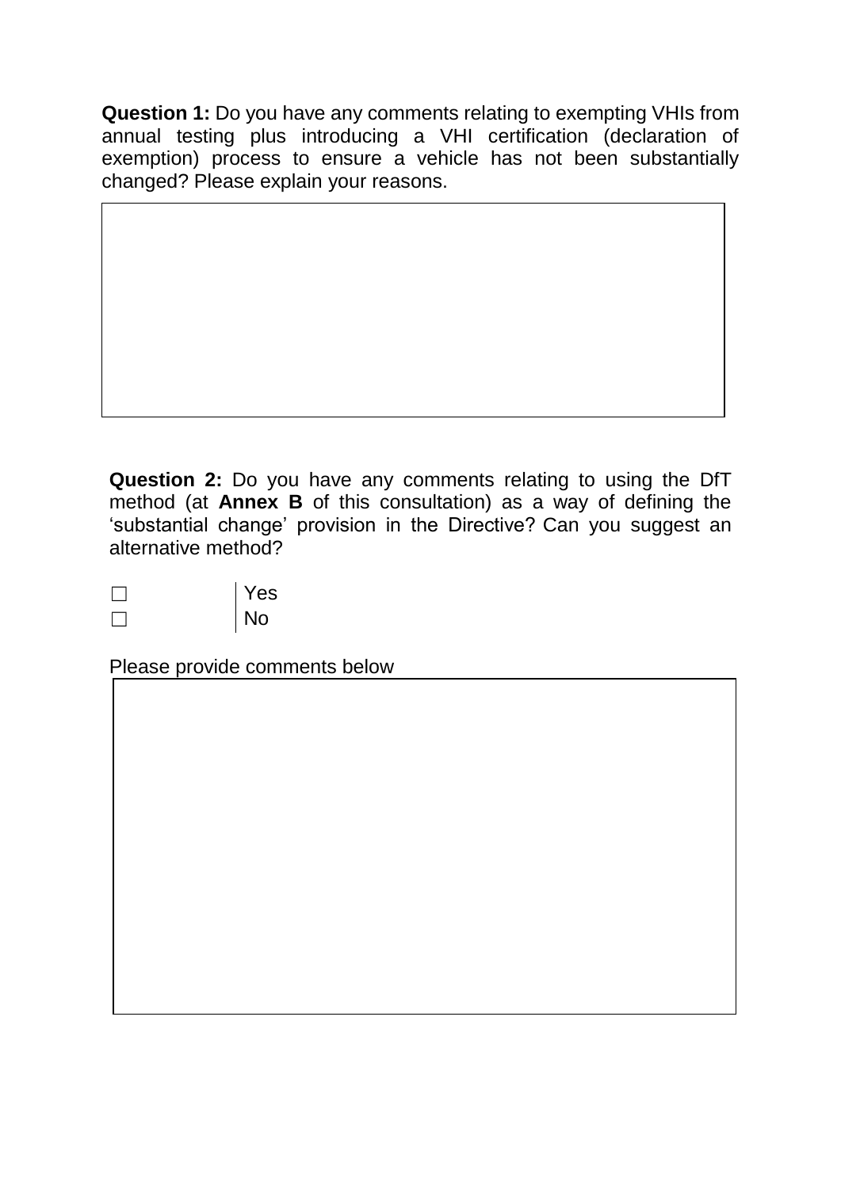**Question 1:** Do you have any comments relating to exempting VHIs from annual testing plus introducing a VHI certification (declaration of exemption) process to ensure a vehicle has not been substantially changed? Please explain your reasons.

|  |
|---|
|  |

**Question 2:** Do you have any comments relating to using the DfT method (at **Annex B** of this consultation) as a way of defining the 'substantial change' provision in the Directive? Can you suggest an alternative method?

| | |
|---|---|
| ☐ | Yes |
| ☐ | No |

Please provide comments below

|  |
|---|
|  |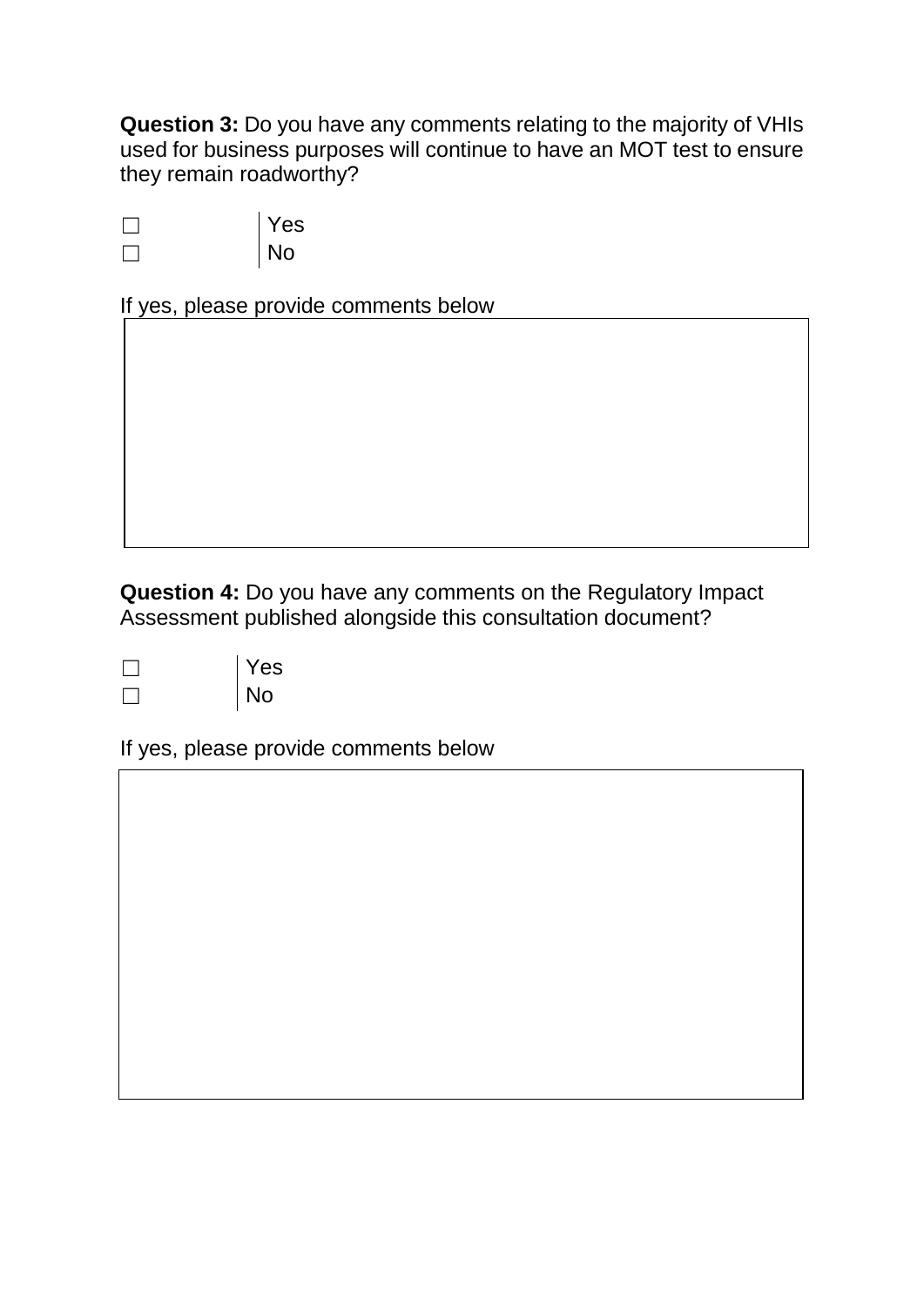**Question 3:** Do you have any comments relating to the majority of VHIs used for business purposes will continue to have an MOT test to ensure they remain roadworthy?

| ☐ | Yes |
|---|---|
| ☐ | No |

If yes, please provide comments below

| |
|---|
| |

**Question 4:** Do you have any comments on the Regulatory Impact Assessment published alongside this consultation document?

| ☐ | Yes |
|---|---|
| ☐ | No |

If yes, please provide comments below

| |
|---|
| |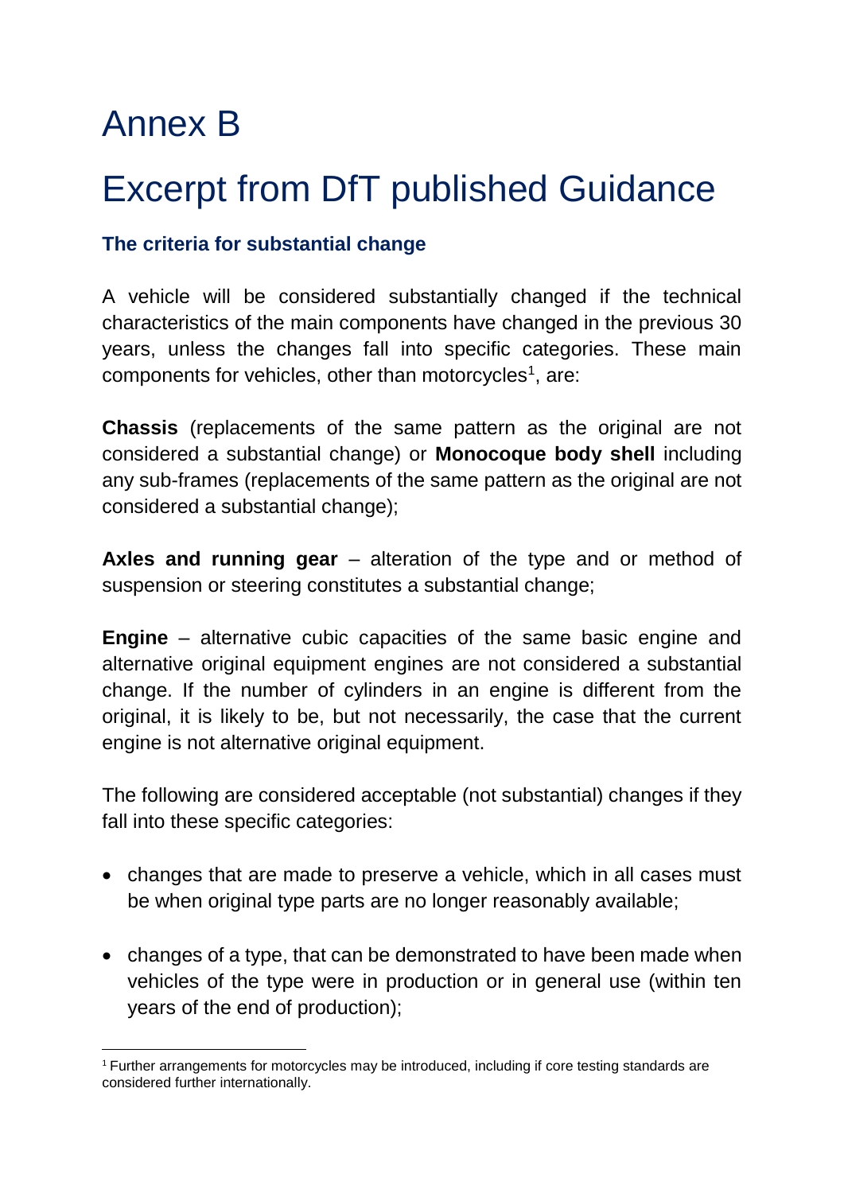# Annex B

# Excerpt from DfT published Guidance

### The criteria for substantial change

A vehicle will be considered substantially changed if the technical characteristics of the main components have changed in the previous 30 years, unless the changes fall into specific categories. These main components for vehicles, other than motorcycles[1], are:

**Chassis** (replacements of the same pattern as the original are not considered a substantial change) or **Monocoque body shell** including any sub-frames (replacements of the same pattern as the original are not considered a substantial change);

**Axles and running gear** – alteration of the type and or method of suspension or steering constitutes a substantial change;

**Engine** – alternative cubic capacities of the same basic engine and alternative original equipment engines are not considered a substantial change. If the number of cylinders in an engine is different from the original, it is likely to be, but not necessarily, the case that the current engine is not alternative original equipment.

The following are considered acceptable (not substantial) changes if they fall into these specific categories:

- changes that are made to preserve a vehicle, which in all cases must be when original type parts are no longer reasonably available;
- changes of a type, that can be demonstrated to have been made when vehicles of the type were in production or in general use (within ten years of the end of production);

[1] Further arrangements for motorcycles may be introduced, including if core testing standards are considered further internationally.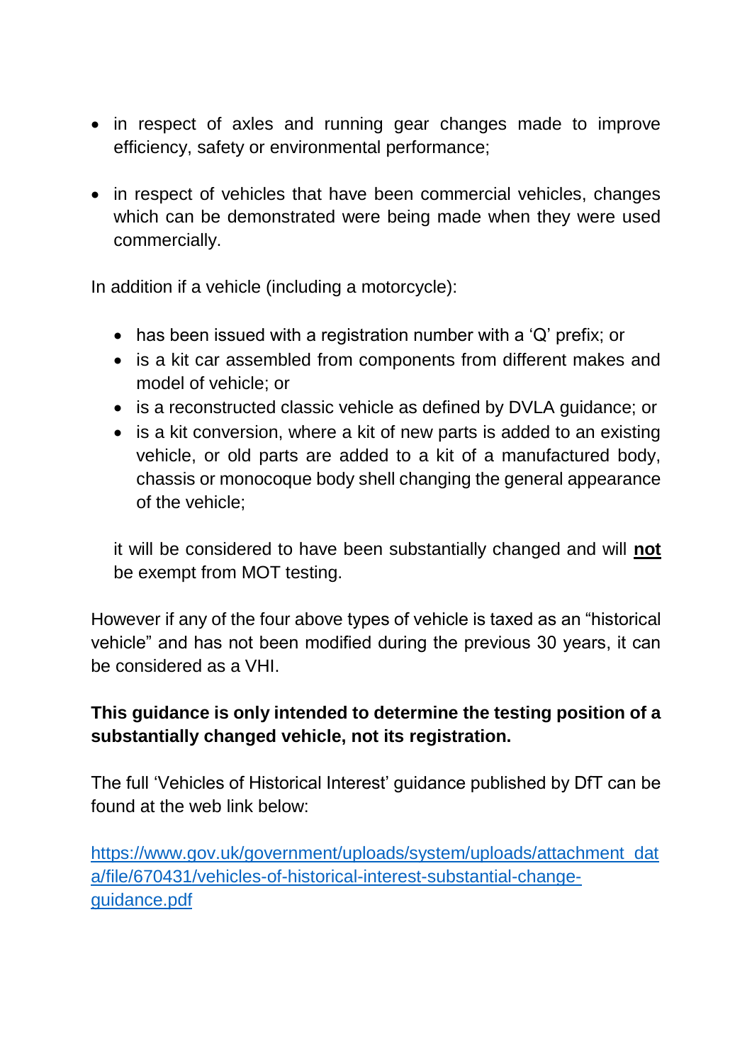- in respect of axles and running gear changes made to improve efficiency, safety or environmental performance;

- in respect of vehicles that have been commercial vehicles, changes which can be demonstrated were being made when they were used commercially.

In addition if a vehicle (including a motorcycle):

- has been issued with a registration number with a 'Q' prefix; or
- is a kit car assembled from components from different makes and model of vehicle; or
- is a reconstructed classic vehicle as defined by DVLA guidance; or
- is a kit conversion, where a kit of new parts is added to an existing vehicle, or old parts are added to a kit of a manufactured body, chassis or monocoque body shell changing the general appearance of the vehicle;

it will be considered to have been substantially changed and will **not** be exempt from MOT testing.

However if any of the four above types of vehicle is taxed as an "historical vehicle" and has not been modified during the previous 30 years, it can be considered as a VHI.

**This guidance is only intended to determine the testing position of a substantially changed vehicle, not its registration.**

The full 'Vehicles of Historical Interest' guidance published by DfT can be found at the web link below:

[https://www.gov.uk/government/uploads/system/uploads/attachment_data/file/670431/vehicles-of-historical-interest-substantial-change-guidance.pdf](https://www.gov.uk/government/uploads/system/uploads/attachment_data/file/670431/vehicles-of-historical-interest-substantial-change-guidance.pdf)